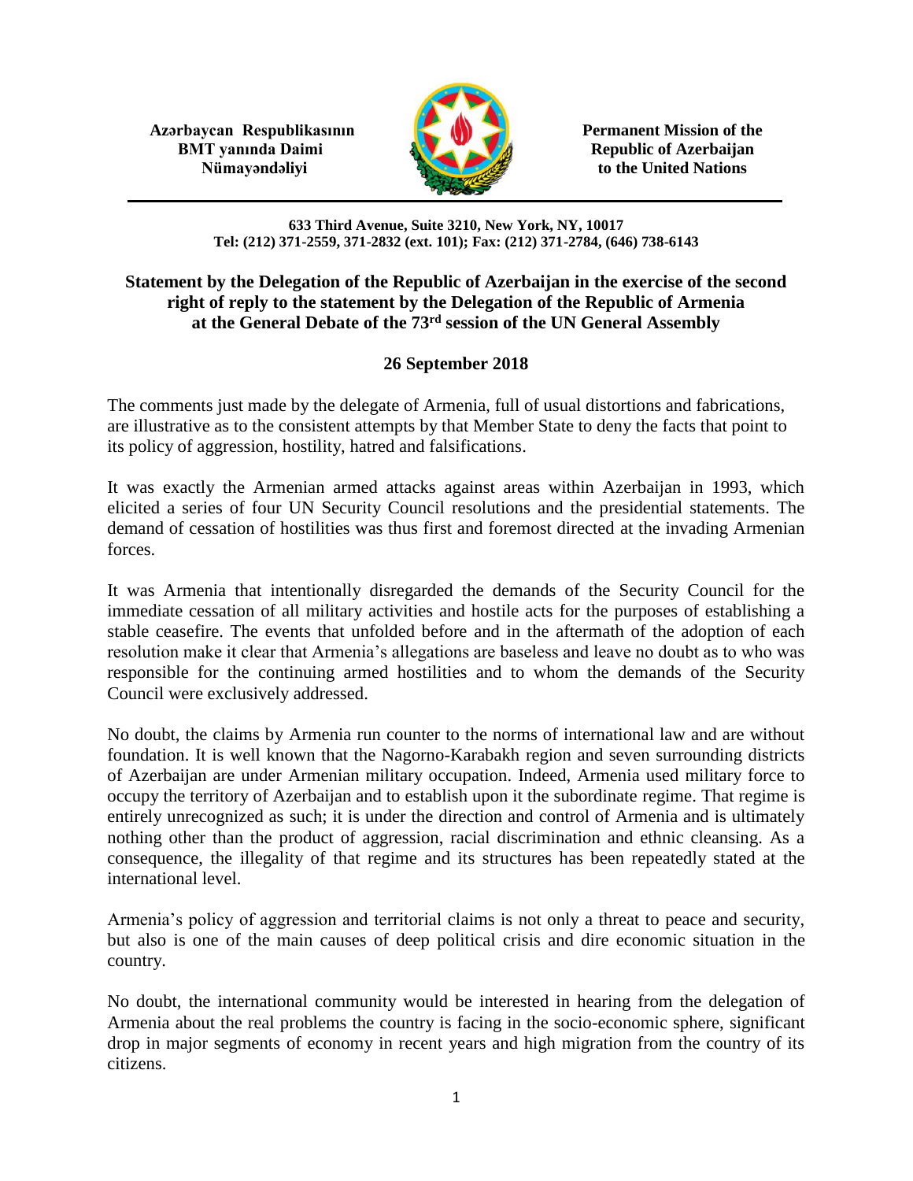**Azərbaycan Respublikasının BMT yanında Daimi Nümayəndəliyi**

**Permanent Mission of the Republic of Azerbaijan to the United Nations**

**633 Third Avenue, Suite 3210, New York, NY, 10017**
**Tel: (212) 371-2559, 371-2832 (ext. 101); Fax: (212) 371-2784, (646) 738-6143**

**Statement by the Delegation of the Republic of Azerbaijan in the exercise of the second right of reply to the statement by the Delegation of the Republic of Armenia at the General Debate of the 73rd session of the UN General Assembly**

**26 September 2018**

The comments just made by the delegate of Armenia, full of usual distortions and fabrications, are illustrative as to the consistent attempts by that Member State to deny the facts that point to its policy of aggression, hostility, hatred and falsifications.

It was exactly the Armenian armed attacks against areas within Azerbaijan in 1993, which elicited a series of four UN Security Council resolutions and the presidential statements. The demand of cessation of hostilities was thus first and foremost directed at the invading Armenian forces.

It was Armenia that intentionally disregarded the demands of the Security Council for the immediate cessation of all military activities and hostile acts for the purposes of establishing a stable ceasefire. The events that unfolded before and in the aftermath of the adoption of each resolution make it clear that Armenia's allegations are baseless and leave no doubt as to who was responsible for the continuing armed hostilities and to whom the demands of the Security Council were exclusively addressed.

No doubt, the claims by Armenia run counter to the norms of international law and are without foundation. It is well known that the Nagorno-Karabakh region and seven surrounding districts of Azerbaijan are under Armenian military occupation. Indeed, Armenia used military force to occupy the territory of Azerbaijan and to establish upon it the subordinate regime. That regime is entirely unrecognized as such; it is under the direction and control of Armenia and is ultimately nothing other than the product of aggression, racial discrimination and ethnic cleansing. As a consequence, the illegality of that regime and its structures has been repeatedly stated at the international level.

Armenia's policy of aggression and territorial claims is not only a threat to peace and security, but also is one of the main causes of deep political crisis and dire economic situation in the country.

No doubt, the international community would be interested in hearing from the delegation of Armenia about the real problems the country is facing in the socio-economic sphere, significant drop in major segments of economy in recent years and high migration from the country of its citizens.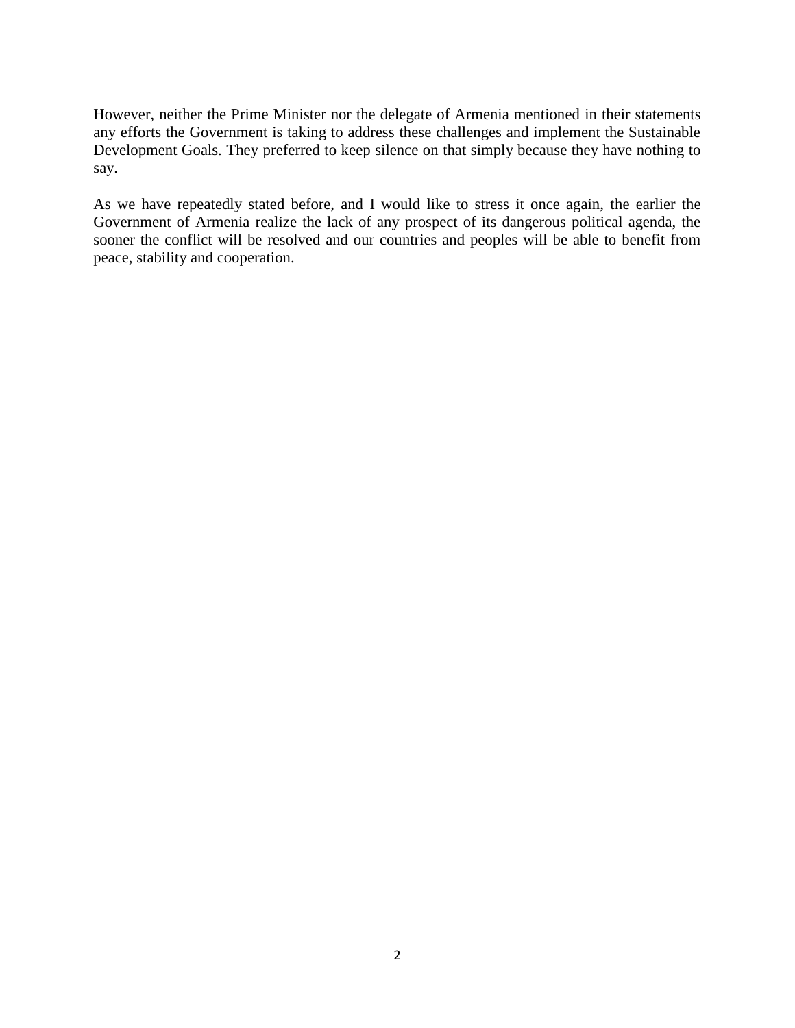However, neither the Prime Minister nor the delegate of Armenia mentioned in their statements any efforts the Government is taking to address these challenges and implement the Sustainable Development Goals. They preferred to keep silence on that simply because they have nothing to say.

As we have repeatedly stated before, and I would like to stress it once again, the earlier the Government of Armenia realize the lack of any prospect of its dangerous political agenda, the sooner the conflict will be resolved and our countries and peoples will be able to benefit from peace, stability and cooperation.